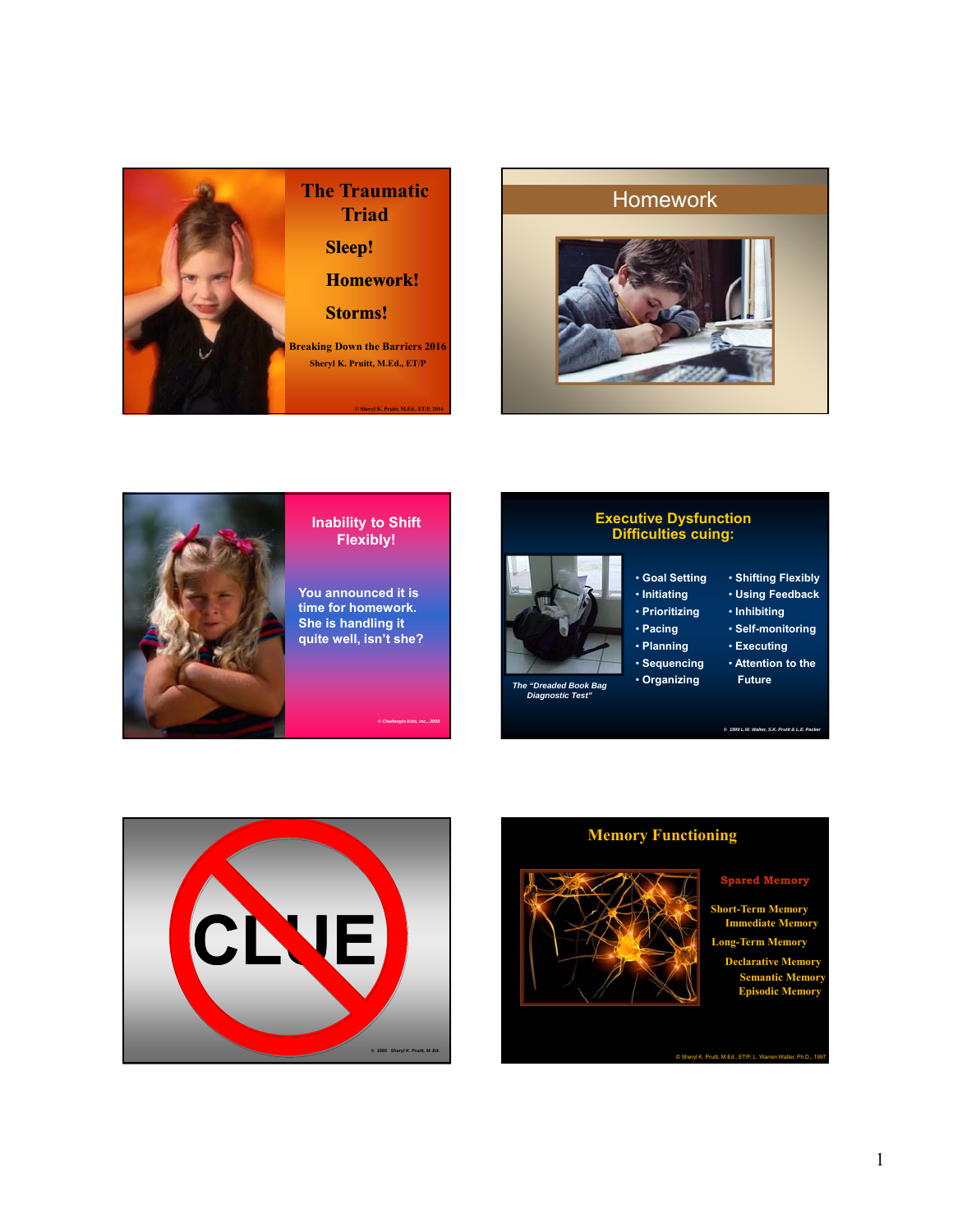## The Traumatic Triad

**Sleep!**

**Homework!**

**Storms!**

**Breaking Down the Barriers 2016**

**Sheryl K. Pruitt, M.Ed., ET/P**

© Sheryl K. Pruitt, M.Ed., ET/P, 2016

---

## Homework

---

**Inability to Shift Flexibly!**

You announced it is time for homework. She is handling it quite well, isn't she?

© Challengin Kids, Inc., 2008

---

## Executive Dysfunction Difficulties cuing:

*The "Dreaded Book Bag Diagnostic Test"*

- Goal Setting
- Initiating
- Prioritizing
- Pacing
- Planning
- Sequencing
- Organizing
- Shifting Flexibly
- Using Feedback
- Inhibiting
- Self-monitoring
- Executing
- Attention to the Future

© 1999 L.W. Walter, S.K. Pruitt & L.E. Packer

---

CLUE

© 1995 Sheryl K. Pruitt, M. Ed.

---

## Memory Functioning

**Spared Memory**

**Short-Term Memory**
- **Immediate Memory**

**Long-Term Memory**
- **Declarative Memory**
  - **Semantic Memory**
  - **Episodic Memory**

© Sheryl K. Pruitt, M.Ed., ET/P, L. Warren Walter, Ph.D., 1997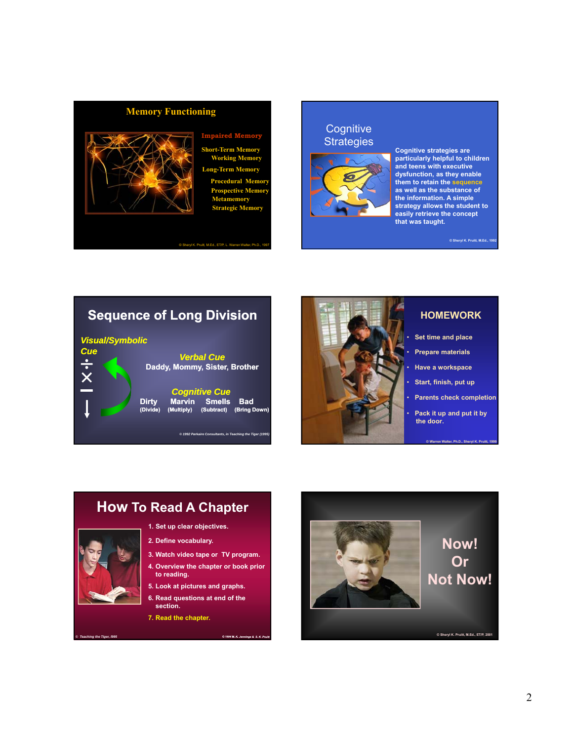## Memory Functioning

**Impaired Memory**

- Short-Term Memory
  - Working Memory
- Long-Term Memory
  - Procedural Memory
  - Prospective Memory
  - Metamemory
  - Strategic Memory

© Sheryl K. Pruitt, M.Ed., ET/P, L. Warren Walter, Ph.D., 1997

## Cognitive Strategies

Cognitive strategies are particularly helpful to children and teens with executive dysfunction, as they enable them to retain the sequence as well as the substance of the information. A simple strategy allows the student to easily retrieve the concept that was taught.

© Sheryl K. Pruitt, M.Ed., 1992

## Sequence of Long Division

*Visual/Symbolic Cue*

÷
×
−
↓

*Verbal Cue*

Daddy, Mommy, Sister, Brother

*Cognitive Cue*

| Dirty | Marvin | Smells | Bad |
|---|---|---|---|
| (Divide) | (Multiply) | (Subtract) | (Bring Down) |

© 1992 Parkaire Consultants, in Teaching the Tiger (1995)

## HOMEWORK

- Set time and place
- Prepare materials
- Have a workspace
- Start, finish, put up
- Parents check completion
- Pack it up and put it by the door.

© Warren Walter, Ph.D., Sheryl K. Pruitt, 1999

## How To Read A Chapter

1. Set up clear objectives.
2. Define vocabulary.
3. Watch video tape or TV program.
4. Overview the chapter or book prior to reading.
5. Look at pictures and graphs.
6. Read questions at end of the section.
7. Read the chapter.

© Teaching the Tiger, 1995

© 1994 M. K. Jennings & S. K. Pruitt

## Now! Or Not Now!

© Sheryl K. Pruitt, M.Ed., ET/P, 2001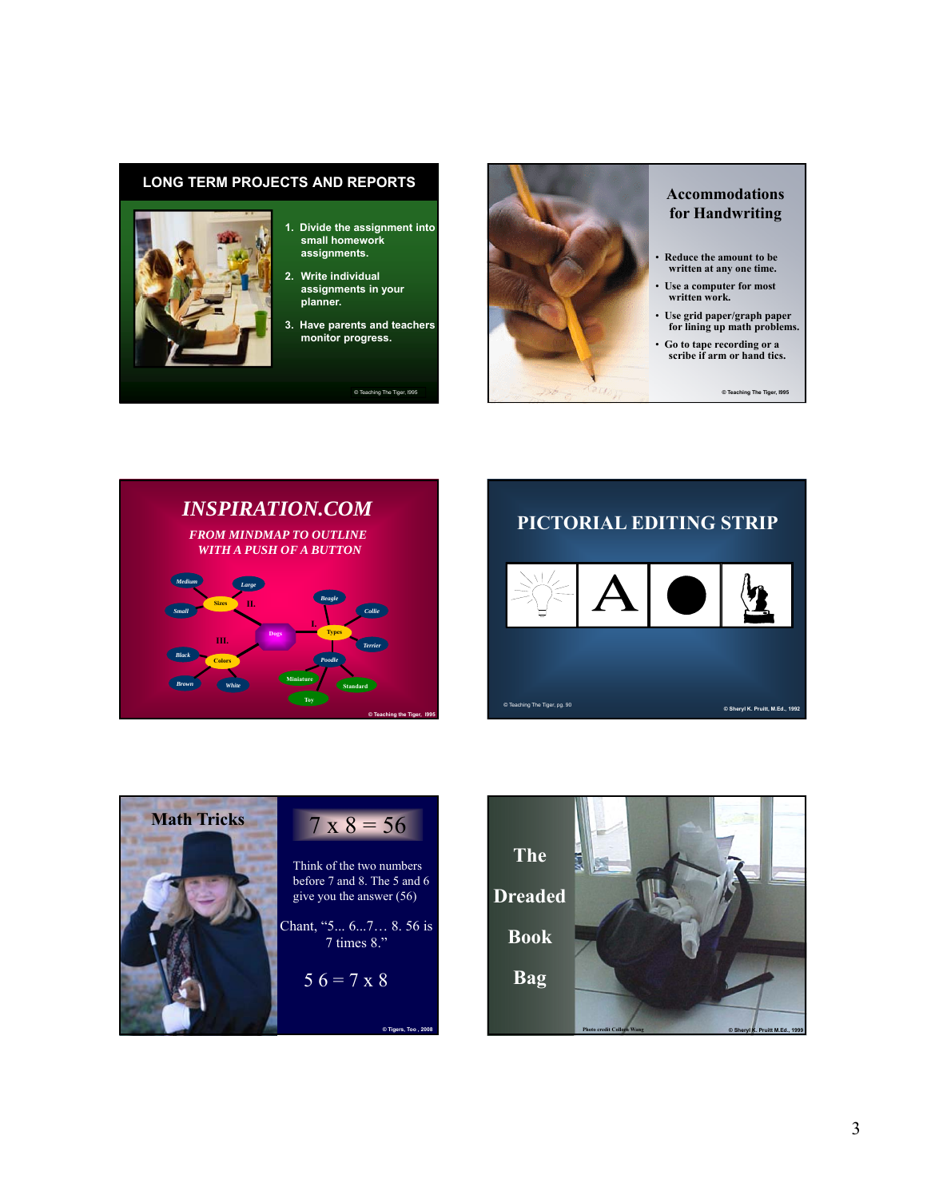## LONG TERM PROJECTS AND REPORTS

1. Divide the assignment into small homework assignments.
2. Write individual assignments in your planner.
3. Have parents and teachers monitor progress.

© Teaching The Tiger, 1995

## Accommodations for Handwriting

- Reduce the amount to be written at any one time.
- Use a computer for most written work.
- Use grid paper/graph paper for lining up math problems.
- Go to tape recording or a scribe if arm or hand tics.

© Teaching The Tiger, 1995

## *INSPIRATION.COM*

*FROM MINDMAP TO OUTLINE WITH A PUSH OF A BUTTON*

Dogs — I. Types: Beagle, Collie, Terrier, Poodle (Miniature, Standard, Toy); II. Sizes: Medium, Large, Small; III. Colors: Black, Brown, White

© Teaching the Tiger, 1995

## PICTORIAL EDITING STRIP

A

© Teaching The Tiger, pg. 90

© Sheryl K. Pruitt, M.Ed., 1992

## Math Tricks

7 x 8 = 56

Think of the two numbers before 7 and 8. The 5 and 6 give you the answer (56)

Chant, "5... 6...7… 8. 56 is 7 times 8."

5 6 = 7 x 8

© Tigers, Too , 2008

## The Dreaded Book Bag

Photo credit Colleen Wang

© Sheryl K. Pruitt M.Ed., 1999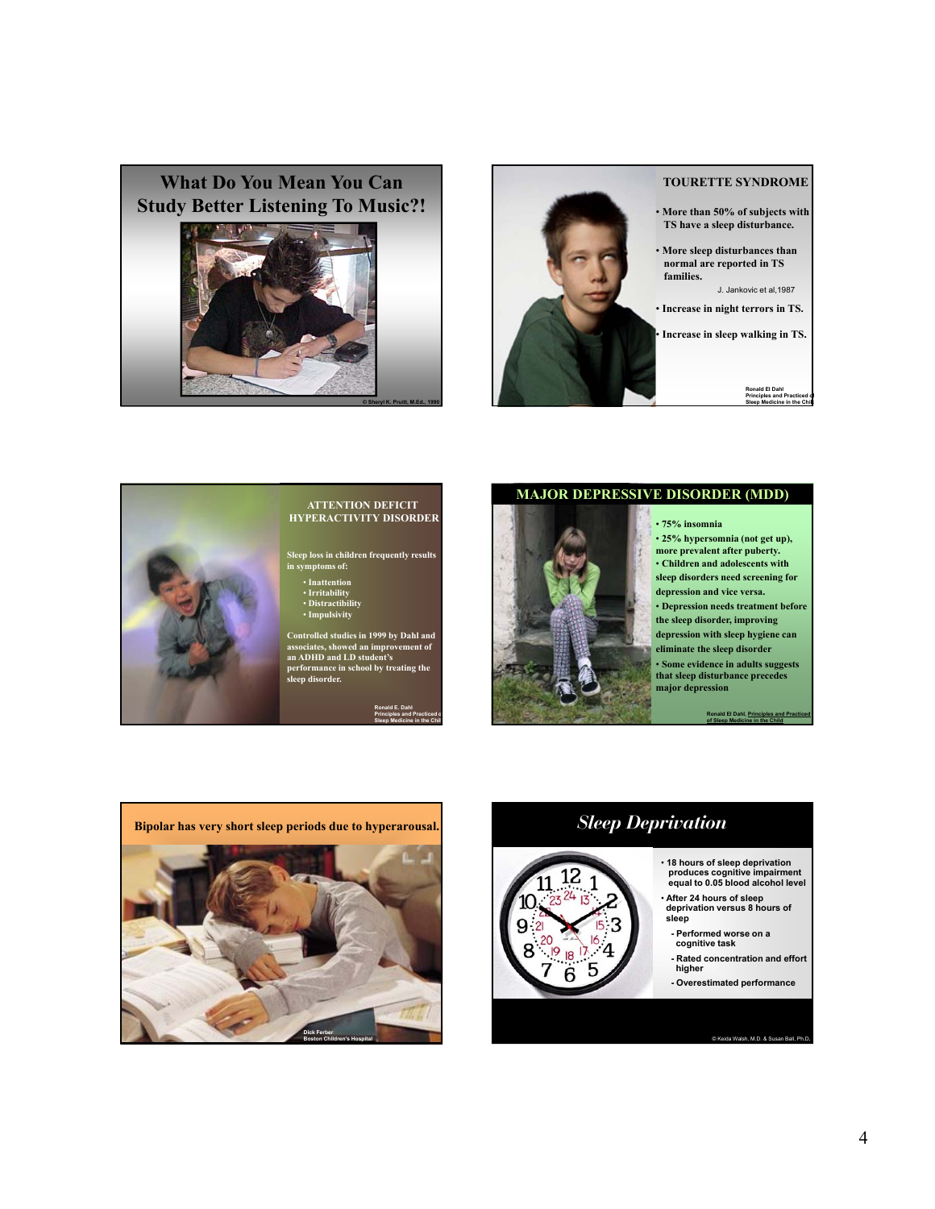## What Do You Mean You Can Study Better Listening To Music?!

© Sheryl K. Pruitt, M.Ed., 1990

## TOURETTE SYNDROME

- More than 50% of subjects with TS have a sleep disturbance.
- More sleep disturbances than normal are reported in TS families.

  J. Jankovic et al,1987
- Increase in night terrors in TS.
- Increase in sleep walking in TS.

Ronald El Dahl
Principles and Practiced of Sleep Medicine in the Child

## ATTENTION DEFICIT HYPERACTIVITY DISORDER

Sleep loss in children frequently results in symptoms of:

- Inattention
- Irritability
- Distractibility
- Impulsivity

Controlled studies in 1999 by Dahl and associates, showed an improvement of an ADHD and LD student's performance in school by treating the sleep disorder.

Ronald E. Dahl
Principles and Practiced of Sleep Medicine in the Child

## MAJOR DEPRESSIVE DISORDER (MDD)

- 75% insomnia
- 25% hypersomnia (not get up), more prevalent after puberty.
- Children and adolescents with sleep disorders need screening for depression and vice versa.
- Depression needs treatment before the sleep disorder, improving depression with sleep hygiene can eliminate the sleep disorder
- Some evidence in adults suggests that sleep disturbance precedes major depression

Ronald El Dahl, Principles and Practiced of Sleep Medicine in the Child

**Bipolar has very short sleep periods due to hyperarousal.**

Dick Ferber
Boston Children's Hospital

## *Sleep Deprivation*

- 18 hours of sleep deprivation produces cognitive impairment equal to 0.05 blood alcohol level
- After 24 hours of sleep deprivation versus 8 hours of sleep
  - Performed worse on a cognitive task
  - Rated concentration and effort higher
  - Overestimated performance

© Keida Walsh, M.D. & Susan Ball, Ph.D.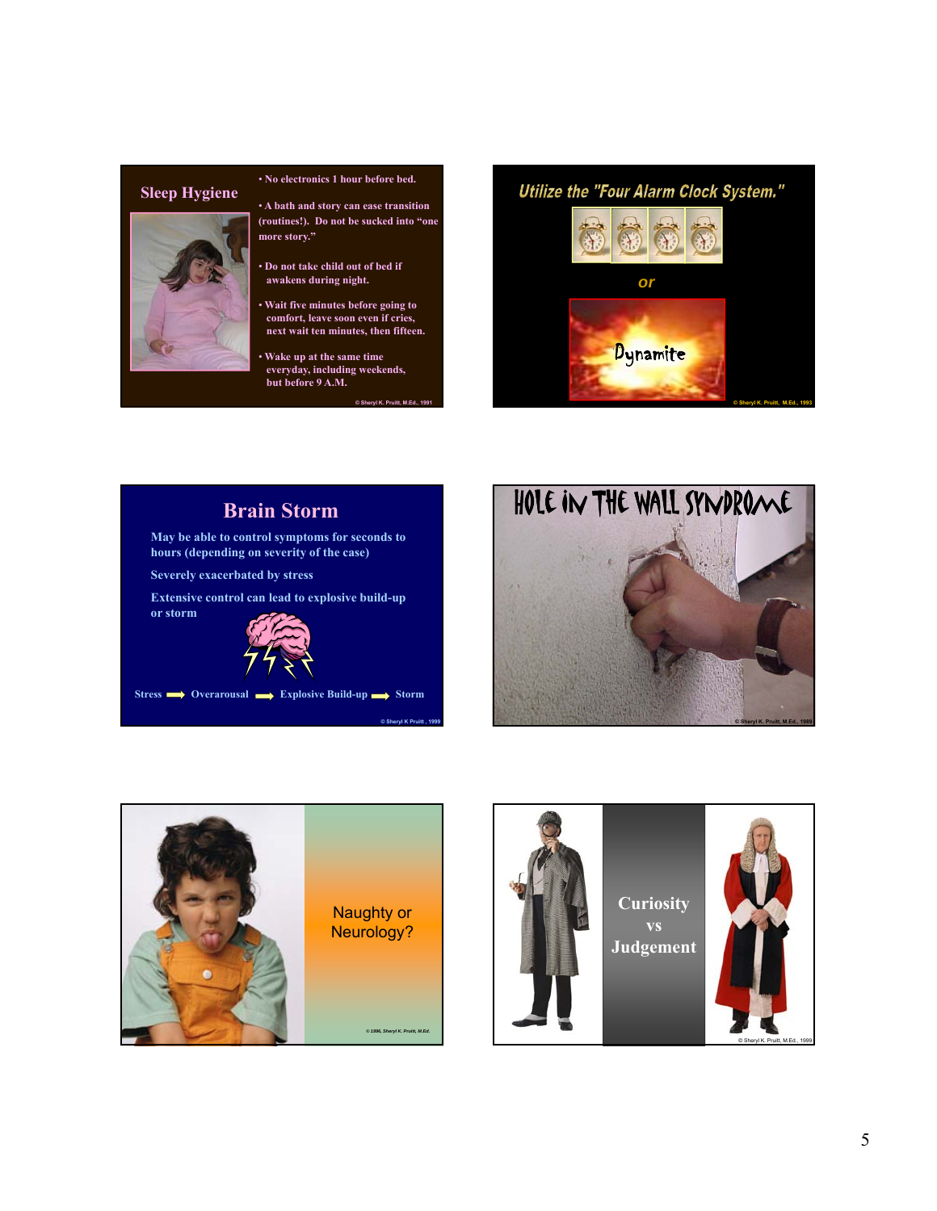## Sleep Hygiene

- No electronics 1 hour before bed.
- A bath and story can ease transition (routines!). Do not be sucked into "one more story."
- Do not take child out of bed if awakens during night.
- Wait five minutes before going to comfort, leave soon even if cries, next wait ten minutes, then fifteen.
- Wake up at the same time everyday, including weekends, but before 9 A.M.

© Sheryl K. Pruitt, M.Ed., 1991

## Utilize the "Four Alarm Clock System."

or

Dynamite

© Sheryl K. Pruitt, M.Ed., 1993

## Brain Storm

May be able to control symptoms for seconds to hours (depending on severity of the case)

Severely exacerbated by stress

Extensive control can lead to explosive build-up or storm

Stress → Overarousal → Explosive Build-up → Storm

© Sheryl K Pruitt, 1999

## HOLE IN THE WALL SYNDROME

© Sheryl K. Pruitt, M.Ed., 1989

Naughty or Neurology?

© 1996, Sheryl K. Pruitt, M.Ed.

Curiosity vs Judgement

© Sheryl K. Pruitt, M.Ed., 1999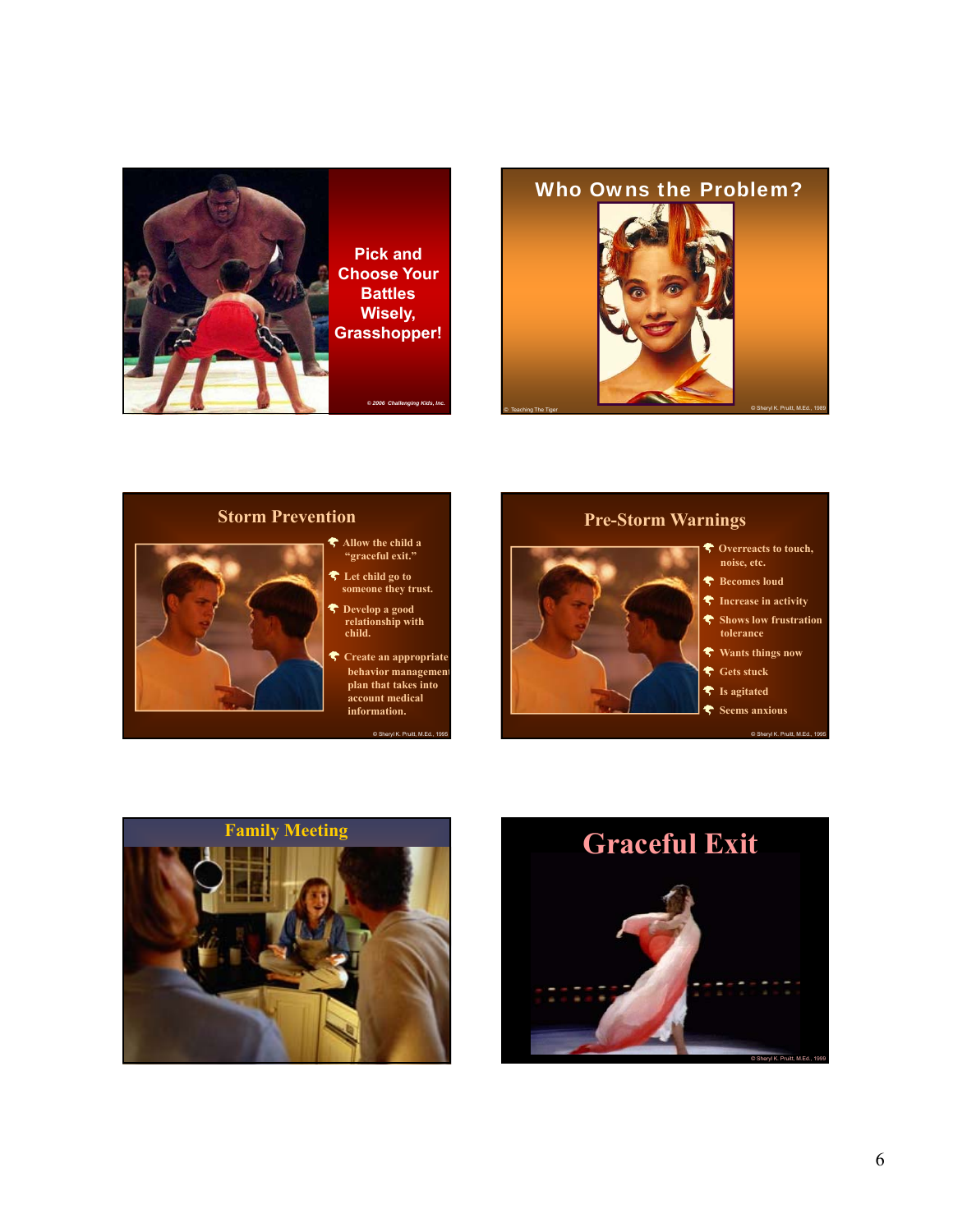## Pick and Choose Your Battles Wisely, Grasshopper!

© 2006 Challenging Kids, Inc.

## Who Owns the Problem?

© Teaching The Tiger

© Sheryl K. Pruitt, M.Ed., 1989

## Storm Prevention

- Allow the child a "graceful exit."
- Let child go to someone they trust.
- Develop a good relationship with child.
- Create an appropriate behavior management plan that takes into account medical information.

© Sheryl K. Pruitt, M.Ed., 1995

## Pre-Storm Warnings

- Overreacts to touch, noise, etc.
- Becomes loud
- Increase in activity
- Shows low frustration tolerance
- Wants things now
- Gets stuck
- Is agitated
- Seems anxious

© Sheryl K. Pruitt, M.Ed., 1995

## Family Meeting

## Graceful Exit

© Sheryl K. Pruitt, M.Ed., 1999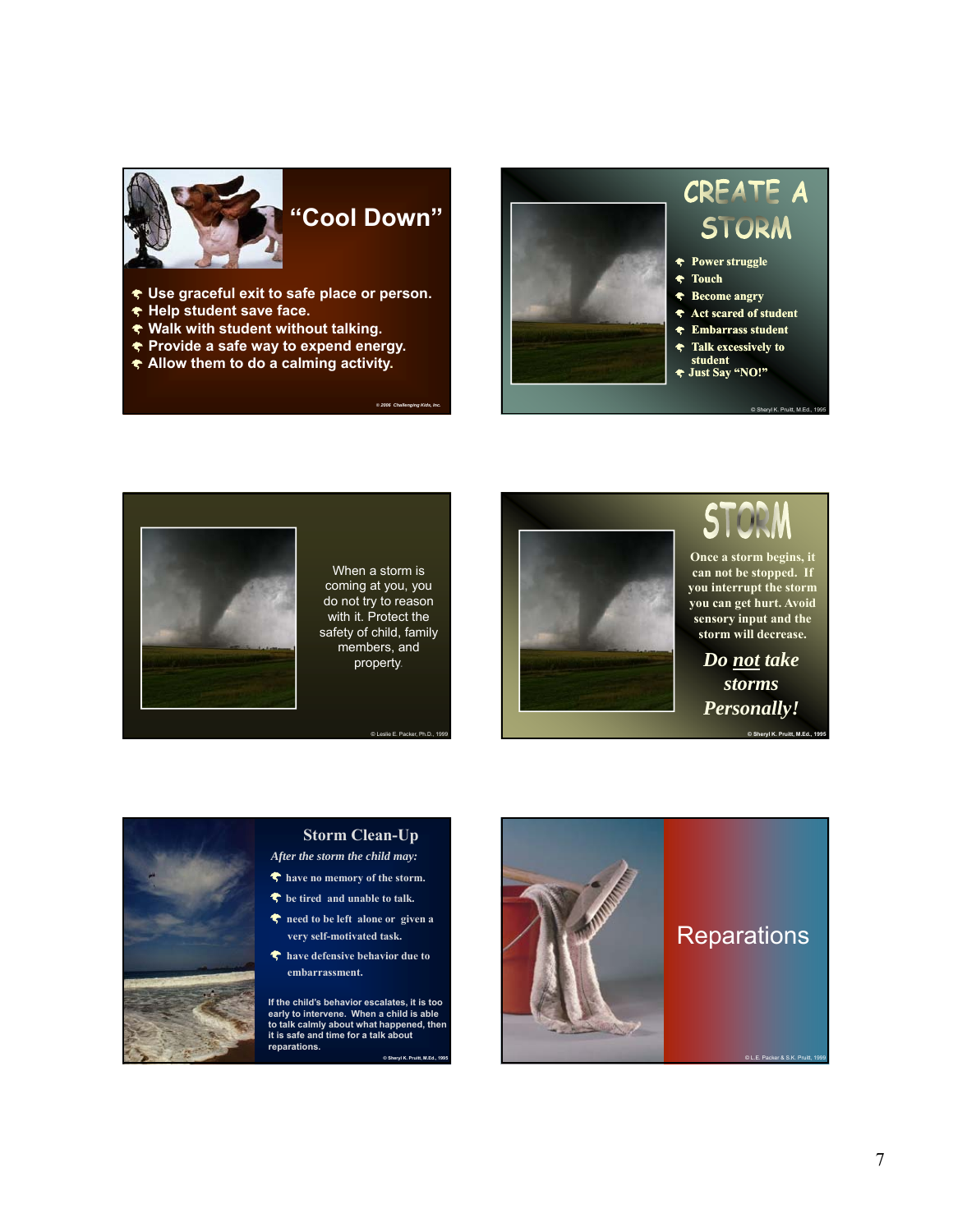## "Cool Down"

- Use graceful exit to safe place or person.
- Help student save face.
- Walk with student without talking.
- Provide a safe way to expend energy.
- Allow them to do a calming activity.

© 2006 Challenging Kids, Inc.

## CREATE A STORM

- Power struggle
- Touch
- Become angry
- Act scared of student
- Embarrass student
- Talk excessively to student
- Just Say "NO!"

© Sheryl K. Pruitt, M.Ed., 1995

When a storm is coming at you, you do not try to reason with it. Protect the safety of child, family members, and property.

© Leslie E. Packer, Ph.D., 1999

## STORM

Once a storm begins, it can not be stopped. If you interrupt the storm you can get hurt. Avoid sensory input and the storm will decrease.

***Do not take storms Personally!***

© Sheryl K. Pruitt, M.Ed., 1995

## Storm Clean-Up

*After the storm the child may:*

- have no memory of the storm.
- be tired and unable to talk.
- need to be left alone or given a very self-motivated task.
- have defensive behavior due to embarrassment.

If the child's behavior escalates, it is too early to intervene. When a child is able to talk calmly about what happened, then it is safe and time for a talk about reparations.

© Sheryl K. Pruitt, M.Ed., 1995

## Reparations

© L.E. Packer & S.K. Pruitt, 1999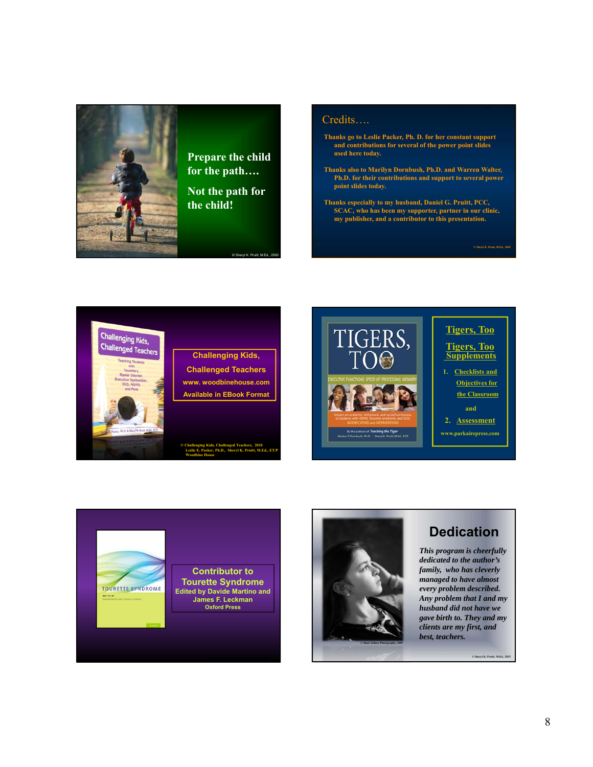Prepare the child for the path….

Not the path for the child!

© Sheryl K. Pruitt, M.Ed., 2000

## Credits….

Thanks go to Leslie Packer, Ph. D. for her constant support and contributions for several of the power point slides used here today.

Thanks also to Marilyn Dornbush, Ph.D. and Warren Walter, Ph.D. for their contributions and support to several power point slides today.

Thanks especially to my husband, Daniel G. Pruitt, PCC, SCAC, who has been my supporter, partner in our clinic, my publisher, and a contributor to this presentation.

© Sheryl K. Pruitt, M.Ed., 2000

Challenging Kids, Challenged Teachers

www. woodbinehouse.com

Available in EBook Format

© Challenging Kids, Challenged Teachers, 2010
Leslie E. Packer, Ph.D., Sheryl K. Pruitt, M.Ed., ET/P
Woodbine House

Tigers, Too

Tigers, Too Supplements

1. Checklists and Objectives for the Classroom

and

2. Assessment

www.parkairepress.com

Contributor to Tourette Syndrome
Edited by Davide Martino and James F. Leckman
Oxford Press

## Dedication

*This program is cheerfully dedicated to the author's family, who has cleverly managed to have almost every problem described. Any problem that I and my husband did not have we gave birth to. They and my clients are my first, and best, teachers.*

© Sheri Zellars Photography, 2009

© Sheryl K. Pruitt, M.Ed., 2015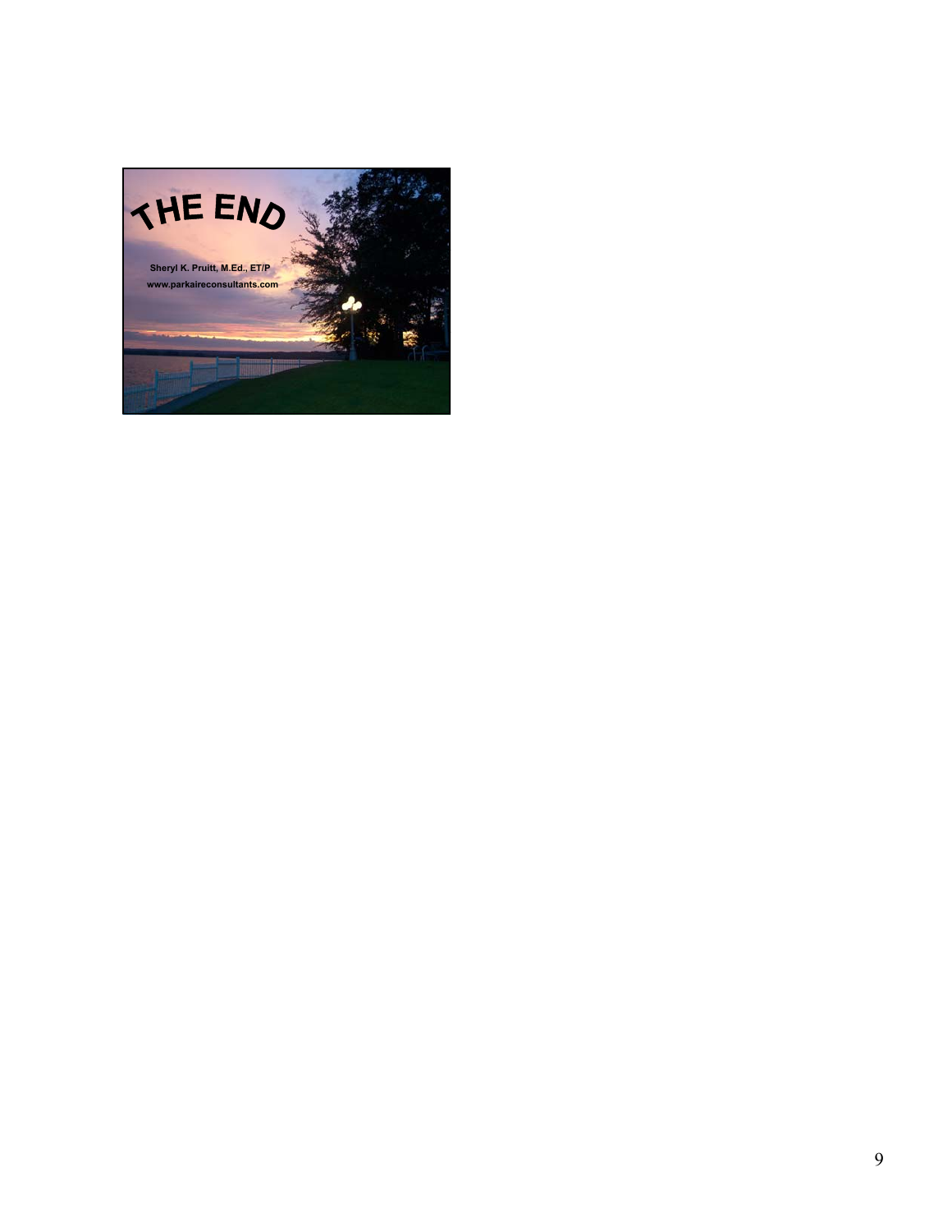THE END

Sheryl K. Pruitt, M.Ed., ET/P
www.parkaireconsultants.com